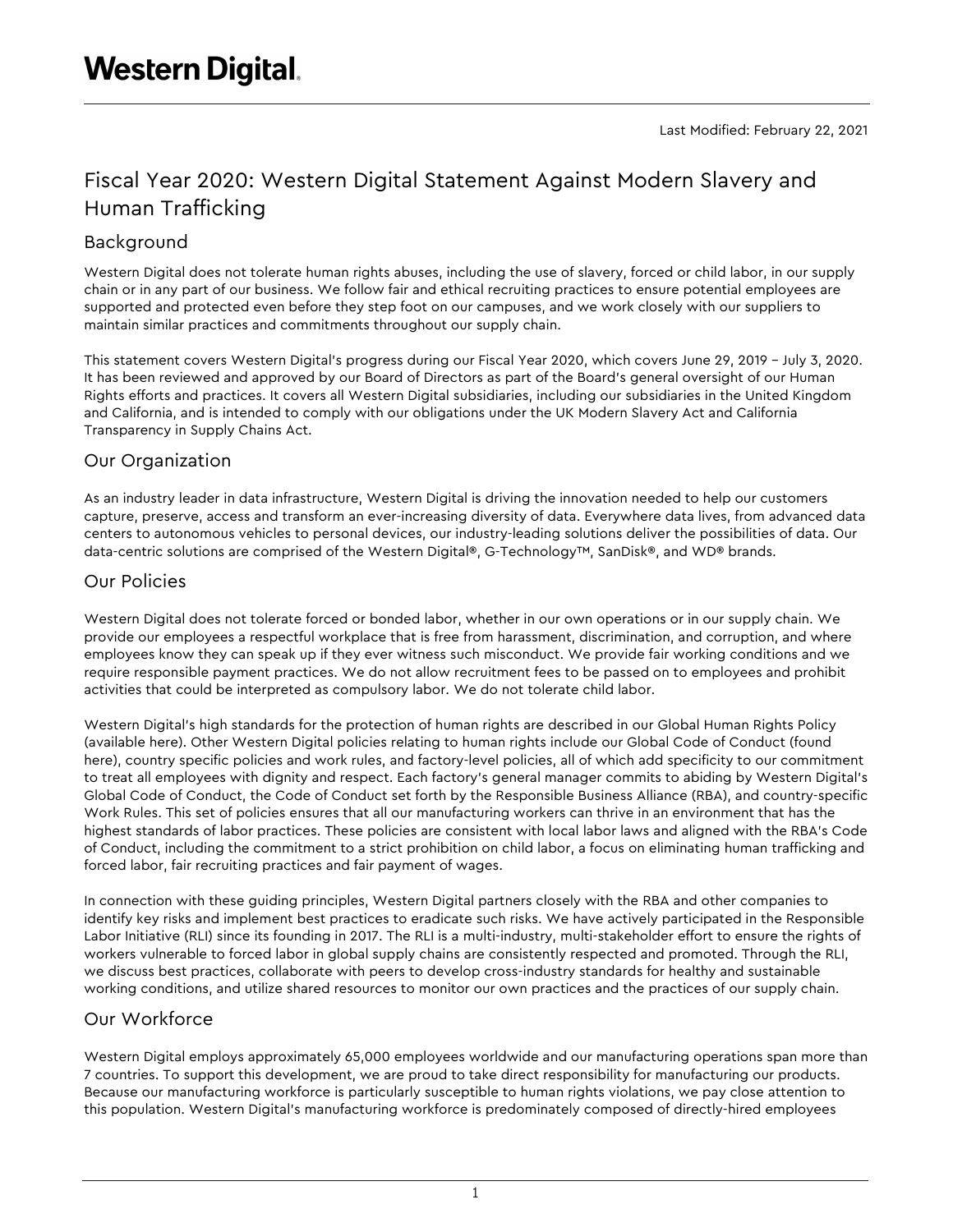Western Digital.

Last Modified: February 22, 2021

# Fiscal Year 2020: Western Digital Statement Against Modern Slavery and Human Trafficking

## Background

Western Digital does not tolerate human rights abuses, including the use of slavery, forced or child labor, in our supply chain or in any part of our business. We follow fair and ethical recruiting practices to ensure potential employees are supported and protected even before they step foot on our campuses, and we work closely with our suppliers to maintain similar practices and commitments throughout our supply chain.

This statement covers Western Digital's progress during our Fiscal Year 2020, which covers June 29, 2019 – July 3, 2020. It has been reviewed and approved by our Board of Directors as part of the Board's general oversight of our Human Rights efforts and practices. It covers all Western Digital subsidiaries, including our subsidiaries in the United Kingdom and California, and is intended to comply with our obligations under the UK Modern Slavery Act and California Transparency in Supply Chains Act.

## Our Organization

As an industry leader in data infrastructure, Western Digital is driving the innovation needed to help our customers capture, preserve, access and transform an ever-increasing diversity of data. Everywhere data lives, from advanced data centers to autonomous vehicles to personal devices, our industry-leading solutions deliver the possibilities of data. Our data-centric solutions are comprised of the Western Digital®, G-Technology™, SanDisk®, and WD® brands.

## Our Policies

Western Digital does not tolerate forced or bonded labor, whether in our own operations or in our supply chain. We provide our employees a respectful workplace that is free from harassment, discrimination, and corruption, and where employees know they can speak up if they ever witness such misconduct. We provide fair working conditions and we require responsible payment practices. We do not allow recruitment fees to be passed on to employees and prohibit activities that could be interpreted as compulsory labor. We do not tolerate child labor.

Western Digital's high standards for the protection of human rights are described in our Global Human Rights Policy (available here). Other Western Digital policies relating to human rights include our Global Code of Conduct (found here), country specific policies and work rules, and factory-level policies, all of which add specificity to our commitment to treat all employees with dignity and respect. Each factory's general manager commits to abiding by Western Digital's Global Code of Conduct, the Code of Conduct set forth by the Responsible Business Alliance (RBA), and country-specific Work Rules. This set of policies ensures that all our manufacturing workers can thrive in an environment that has the highest standards of labor practices. These policies are consistent with local labor laws and aligned with the RBA's Code of Conduct, including the commitment to a strict prohibition on child labor, a focus on eliminating human trafficking and forced labor, fair recruiting practices and fair payment of wages.

In connection with these guiding principles, Western Digital partners closely with the RBA and other companies to identify key risks and implement best practices to eradicate such risks. We have actively participated in the Responsible Labor Initiative (RLI) since its founding in 2017. The RLI is a multi-industry, multi-stakeholder effort to ensure the rights of workers vulnerable to forced labor in global supply chains are consistently respected and promoted. Through the RLI, we discuss best practices, collaborate with peers to develop cross-industry standards for healthy and sustainable working conditions, and utilize shared resources to monitor our own practices and the practices of our supply chain.

## Our Workforce

Western Digital employs approximately 65,000 employees worldwide and our manufacturing operations span more than 7 countries. To support this development, we are proud to take direct responsibility for manufacturing our products. Because our manufacturing workforce is particularly susceptible to human rights violations, we pay close attention to this population. Western Digital's manufacturing workforce is predominately composed of directly-hired employees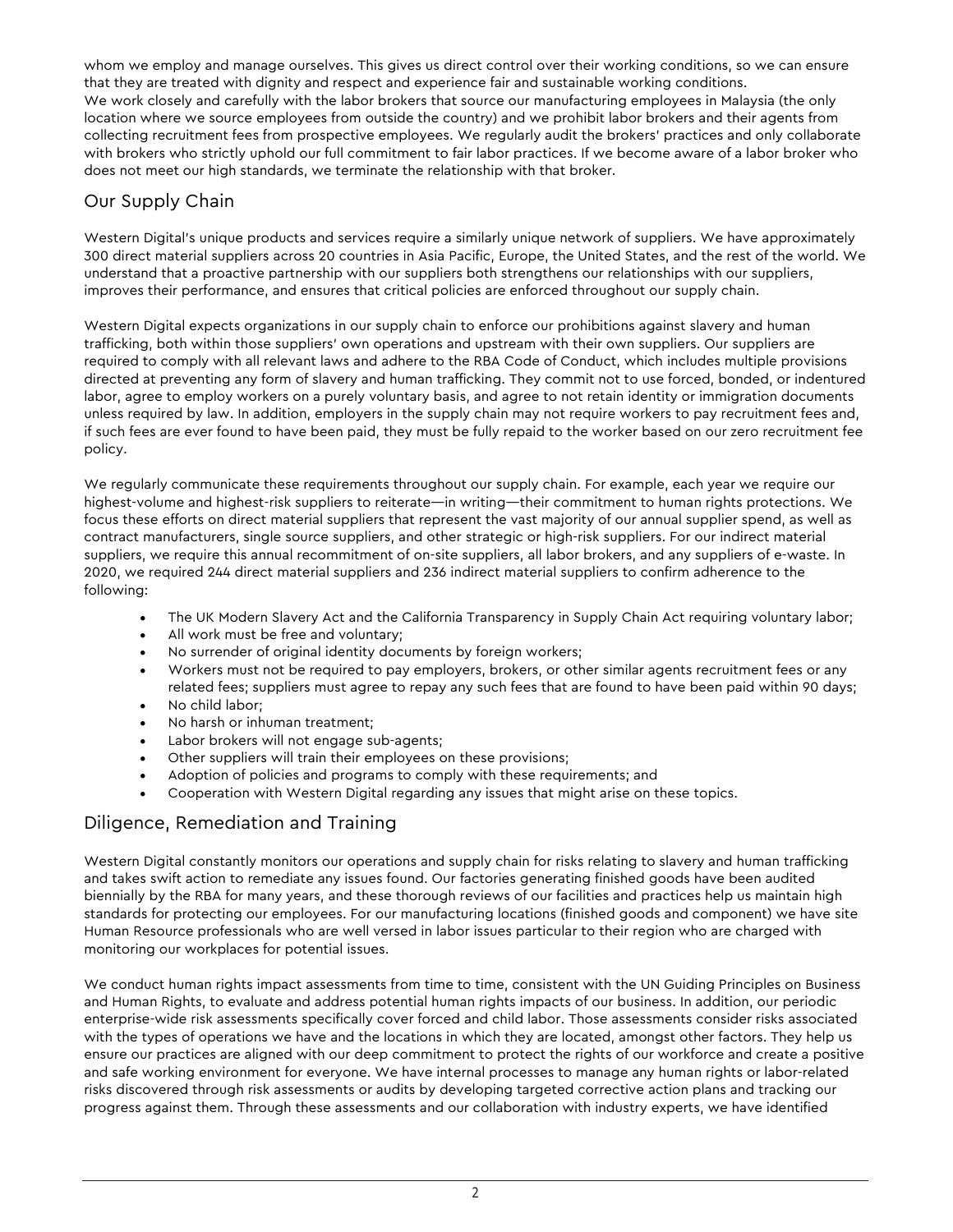whom we employ and manage ourselves. This gives us direct control over their working conditions, so we can ensure that they are treated with dignity and respect and experience fair and sustainable working conditions.
We work closely and carefully with the labor brokers that source our manufacturing employees in Malaysia (the only location where we source employees from outside the country) and we prohibit labor brokers and their agents from collecting recruitment fees from prospective employees. We regularly audit the brokers' practices and only collaborate with brokers who strictly uphold our full commitment to fair labor practices. If we become aware of a labor broker who does not meet our high standards, we terminate the relationship with that broker.

## Our Supply Chain

Western Digital's unique products and services require a similarly unique network of suppliers. We have approximately 300 direct material suppliers across 20 countries in Asia Pacific, Europe, the United States, and the rest of the world. We understand that a proactive partnership with our suppliers both strengthens our relationships with our suppliers, improves their performance, and ensures that critical policies are enforced throughout our supply chain.

Western Digital expects organizations in our supply chain to enforce our prohibitions against slavery and human trafficking, both within those suppliers' own operations and upstream with their own suppliers. Our suppliers are required to comply with all relevant laws and adhere to the RBA Code of Conduct, which includes multiple provisions directed at preventing any form of slavery and human trafficking. They commit not to use forced, bonded, or indentured labor, agree to employ workers on a purely voluntary basis, and agree to not retain identity or immigration documents unless required by law. In addition, employers in the supply chain may not require workers to pay recruitment fees and, if such fees are ever found to have been paid, they must be fully repaid to the worker based on our zero recruitment fee policy.

We regularly communicate these requirements throughout our supply chain. For example, each year we require our highest-volume and highest-risk suppliers to reiterate—in writing—their commitment to human rights protections. We focus these efforts on direct material suppliers that represent the vast majority of our annual supplier spend, as well as contract manufacturers, single source suppliers, and other strategic or high-risk suppliers. For our indirect material suppliers, we require this annual recommitment of on-site suppliers, all labor brokers, and any suppliers of e-waste. In 2020, we required 244 direct material suppliers and 236 indirect material suppliers to confirm adherence to the following:

- The UK Modern Slavery Act and the California Transparency in Supply Chain Act requiring voluntary labor;
- All work must be free and voluntary;
- No surrender of original identity documents by foreign workers;
- Workers must not be required to pay employers, brokers, or other similar agents recruitment fees or any related fees; suppliers must agree to repay any such fees that are found to have been paid within 90 days;
- No child labor;
- No harsh or inhuman treatment;
- Labor brokers will not engage sub-agents;
- Other suppliers will train their employees on these provisions;
- Adoption of policies and programs to comply with these requirements; and
- Cooperation with Western Digital regarding any issues that might arise on these topics.

## Diligence, Remediation and Training

Western Digital constantly monitors our operations and supply chain for risks relating to slavery and human trafficking and takes swift action to remediate any issues found. Our factories generating finished goods have been audited biennially by the RBA for many years, and these thorough reviews of our facilities and practices help us maintain high standards for protecting our employees. For our manufacturing locations (finished goods and component) we have site Human Resource professionals who are well versed in labor issues particular to their region who are charged with monitoring our workplaces for potential issues.

We conduct human rights impact assessments from time to time, consistent with the UN Guiding Principles on Business and Human Rights, to evaluate and address potential human rights impacts of our business. In addition, our periodic enterprise-wide risk assessments specifically cover forced and child labor. Those assessments consider risks associated with the types of operations we have and the locations in which they are located, amongst other factors. They help us ensure our practices are aligned with our deep commitment to protect the rights of our workforce and create a positive and safe working environment for everyone. We have internal processes to manage any human rights or labor-related risks discovered through risk assessments or audits by developing targeted corrective action plans and tracking our progress against them. Through these assessments and our collaboration with industry experts, we have identified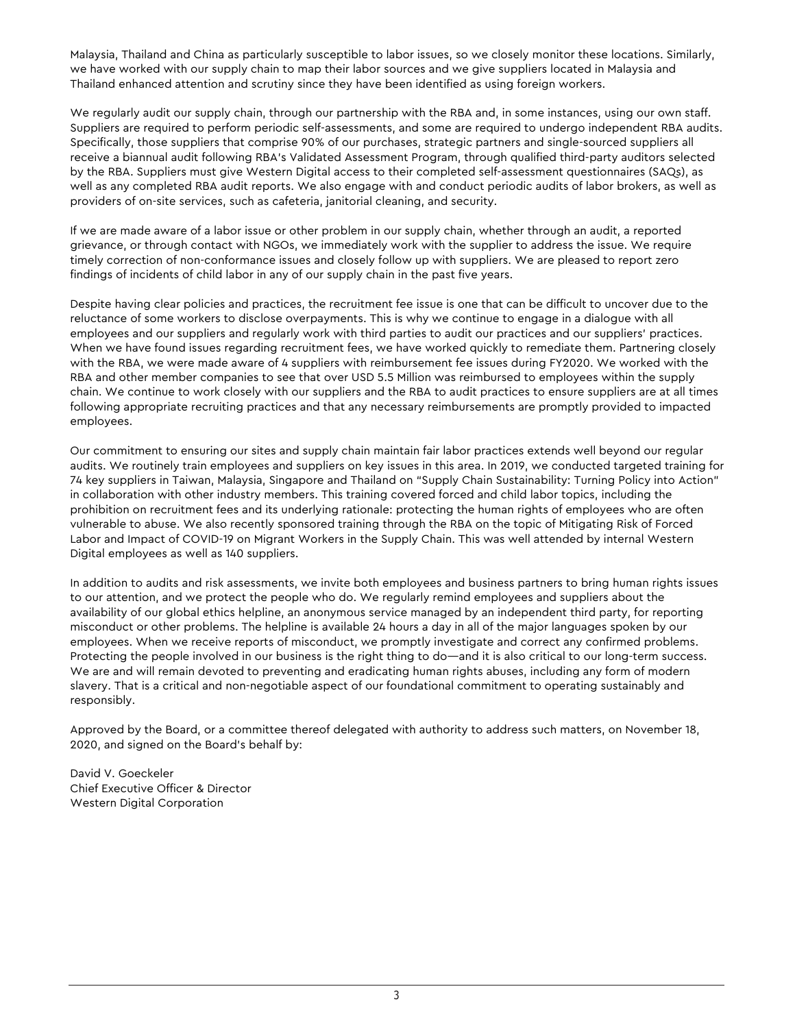Malaysia, Thailand and China as particularly susceptible to labor issues, so we closely monitor these locations. Similarly, we have worked with our supply chain to map their labor sources and we give suppliers located in Malaysia and Thailand enhanced attention and scrutiny since they have been identified as using foreign workers.

We regularly audit our supply chain, through our partnership with the RBA and, in some instances, using our own staff. Suppliers are required to perform periodic self-assessments, and some are required to undergo independent RBA audits. Specifically, those suppliers that comprise 90% of our purchases, strategic partners and single-sourced suppliers all receive a biannual audit following RBA's Validated Assessment Program, through qualified third-party auditors selected by the RBA. Suppliers must give Western Digital access to their completed self-assessment questionnaires (SAQs), as well as any completed RBA audit reports. We also engage with and conduct periodic audits of labor brokers, as well as providers of on-site services, such as cafeteria, janitorial cleaning, and security.

If we are made aware of a labor issue or other problem in our supply chain, whether through an audit, a reported grievance, or through contact with NGOs, we immediately work with the supplier to address the issue. We require timely correction of non-conformance issues and closely follow up with suppliers. We are pleased to report zero findings of incidents of child labor in any of our supply chain in the past five years.

Despite having clear policies and practices, the recruitment fee issue is one that can be difficult to uncover due to the reluctance of some workers to disclose overpayments. This is why we continue to engage in a dialogue with all employees and our suppliers and regularly work with third parties to audit our practices and our suppliers' practices. When we have found issues regarding recruitment fees, we have worked quickly to remediate them. Partnering closely with the RBA, we were made aware of 4 suppliers with reimbursement fee issues during FY2020. We worked with the RBA and other member companies to see that over USD 5.5 Million was reimbursed to employees within the supply chain. We continue to work closely with our suppliers and the RBA to audit practices to ensure suppliers are at all times following appropriate recruiting practices and that any necessary reimbursements are promptly provided to impacted employees.

Our commitment to ensuring our sites and supply chain maintain fair labor practices extends well beyond our regular audits. We routinely train employees and suppliers on key issues in this area. In 2019, we conducted targeted training for 74 key suppliers in Taiwan, Malaysia, Singapore and Thailand on "Supply Chain Sustainability: Turning Policy into Action" in collaboration with other industry members. This training covered forced and child labor topics, including the prohibition on recruitment fees and its underlying rationale: protecting the human rights of employees who are often vulnerable to abuse. We also recently sponsored training through the RBA on the topic of Mitigating Risk of Forced Labor and Impact of COVID-19 on Migrant Workers in the Supply Chain. This was well attended by internal Western Digital employees as well as 140 suppliers.

In addition to audits and risk assessments, we invite both employees and business partners to bring human rights issues to our attention, and we protect the people who do. We regularly remind employees and suppliers about the availability of our global ethics helpline, an anonymous service managed by an independent third party, for reporting misconduct or other problems. The helpline is available 24 hours a day in all of the major languages spoken by our employees. When we receive reports of misconduct, we promptly investigate and correct any confirmed problems. Protecting the people involved in our business is the right thing to do—and it is also critical to our long-term success. We are and will remain devoted to preventing and eradicating human rights abuses, including any form of modern slavery. That is a critical and non-negotiable aspect of our foundational commitment to operating sustainably and responsibly.

Approved by the Board, or a committee thereof delegated with authority to address such matters, on November 18, 2020, and signed on the Board's behalf by:

David V. Goeckeler
Chief Executive Officer & Director
Western Digital Corporation